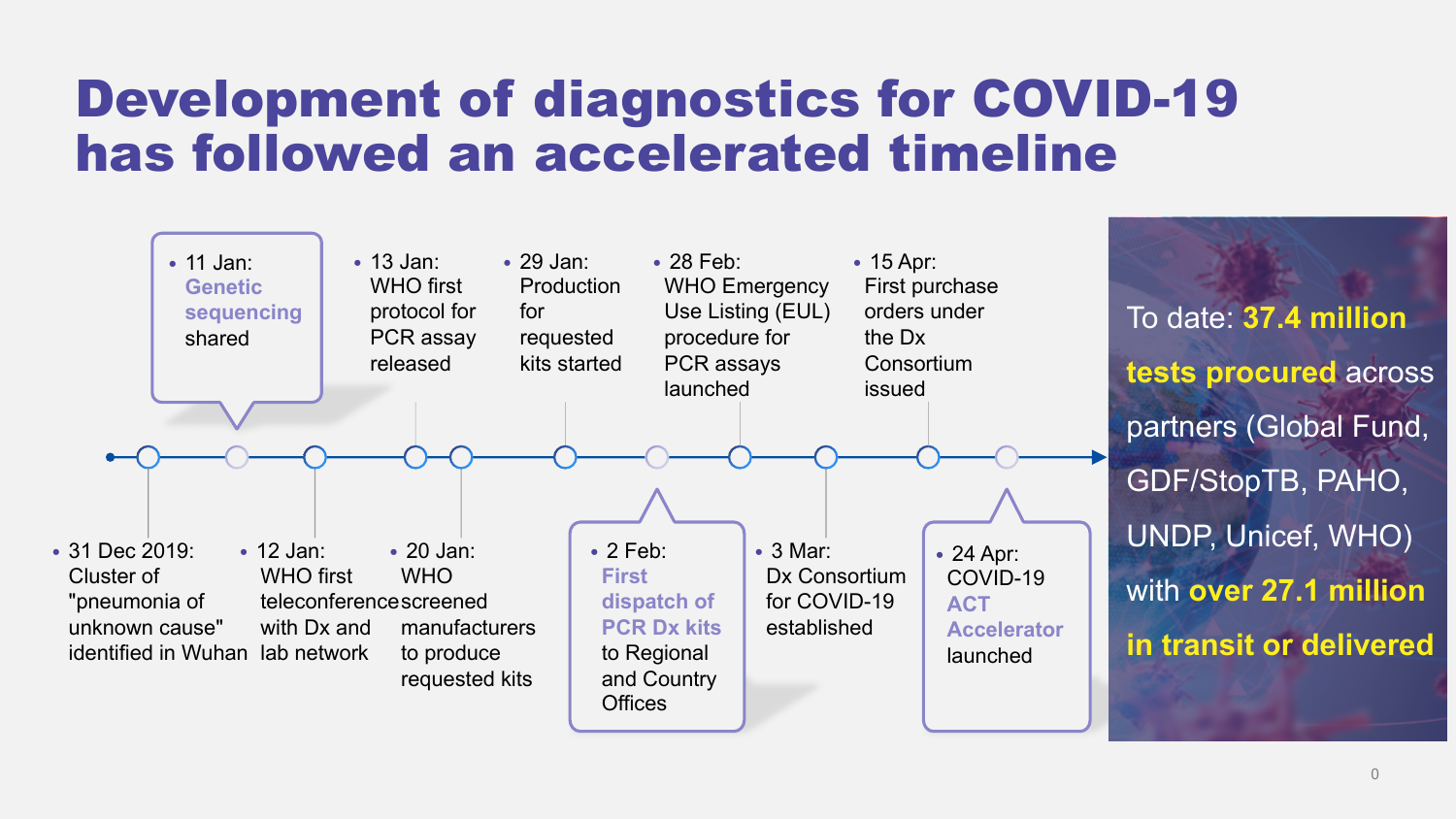# Development of diagnostics for COVID-19 has followed an accelerated timeline

- 31 Dec 2019: Cluster of "pneumonia of unknown cause" identified in Wuhan
- 11 Jan: **Genetic sequencing** shared
- 12 Jan: WHO first teleconference with Dx and lab network
- 13 Jan: WHO first protocol for PCR assay released
- 20 Jan: WHO screened manufacturers to produce requested kits
- 29 Jan: Production for requested kits started
- 2 Feb: **First dispatch of PCR Dx kits** to Regional and Country Offices
- 28 Feb: WHO Emergency Use Listing (EUL) procedure for PCR assays launched
- 3 Mar: Dx Consortium for COVID-19 established
- 15 Apr: First purchase orders under the Dx Consortium issued
- 24 Apr: COVID-19 **ACT Accelerator** launched

To date: **37.4 million tests procured** across partners (Global Fund, GDF/StopTB, PAHO, UNDP, Unicef, WHO) with **over 27.1 million in transit or delivered**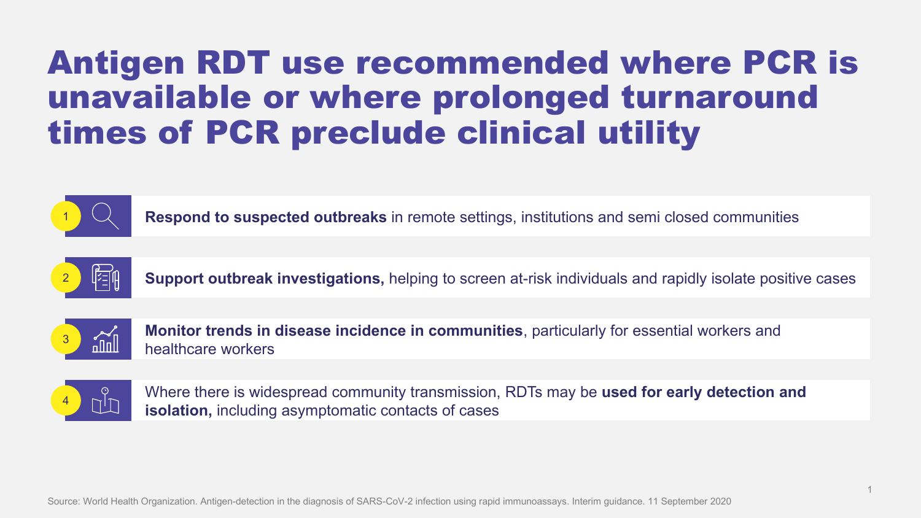# Antigen RDT use recommended where PCR is unavailable or where prolonged turnaround times of PCR preclude clinical utility

1. **Respond to suspected outbreaks** in remote settings, institutions and semi closed communities
2. **Support outbreak investigations,** helping to screen at-risk individuals and rapidly isolate positive cases
3. **Monitor trends in disease incidence in communities**, particularly for essential workers and healthcare workers
4. Where there is widespread community transmission, RDTs may be **used for early detection and isolation,** including asymptomatic contacts of cases

Source: World Health Organization. Antigen-detection in the diagnosis of SARS-CoV-2 infection using rapid immunoassays. Interim guidance. 11 September 2020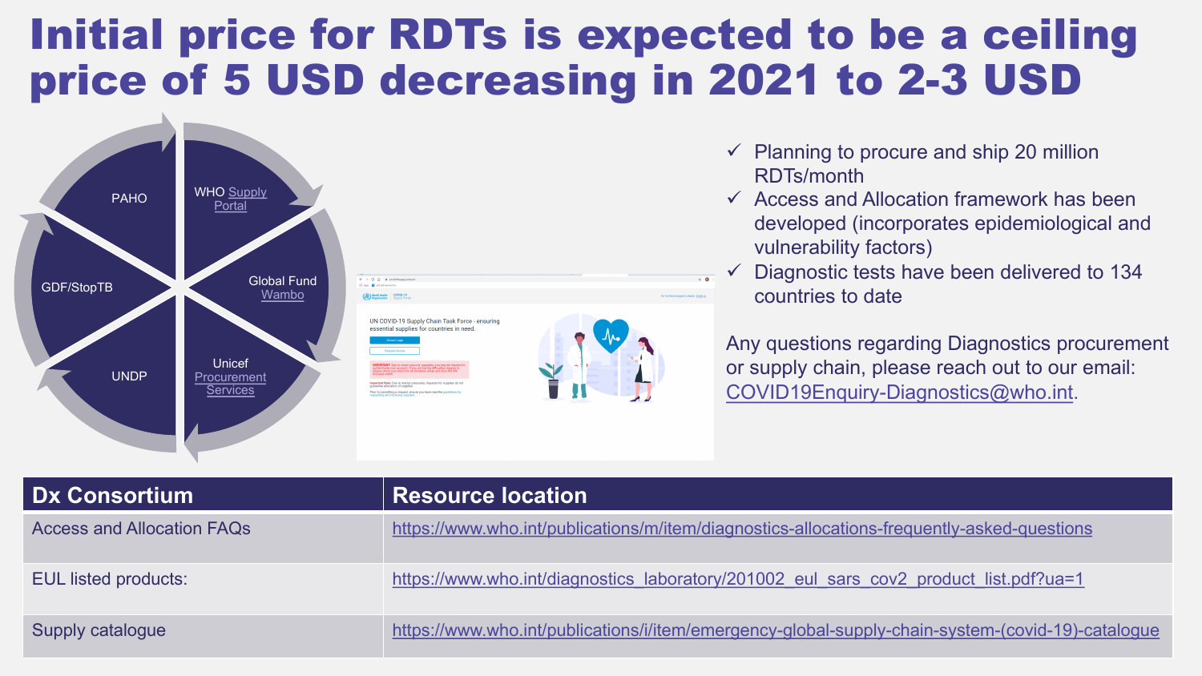# Initial price for RDTs is expected to be a ceiling price of 5 USD decreasing in 2021 to 2-3 USD

PAHO

WHO Supply Portal

Global Fund Wambo

Unicef Procurement Services

UNDP

GDF/StopTB

- ✓ Planning to procure and ship 20 million RDTs/month
- ✓ Access and Allocation framework has been developed (incorporates epidemiological and vulnerability factors)
- ✓ Diagnostic tests have been delivered to 134 countries to date

Any questions regarding Diagnostics procurement or supply chain, please reach out to our email: COVID19Enquiry-Diagnostics@who.int.

| Dx Consortium | Resource location |
|---|---|
| Access and Allocation FAQs | https://www.who.int/publications/m/item/diagnostics-allocations-frequently-asked-questions |
| EUL listed products: | https://www.who.int/diagnostics_laboratory/201002_eul_sars_cov2_product_list.pdf?ua=1 |
| Supply catalogue | https://www.who.int/publications/i/item/emergency-global-supply-chain-system-(covid-19)-catalogue |